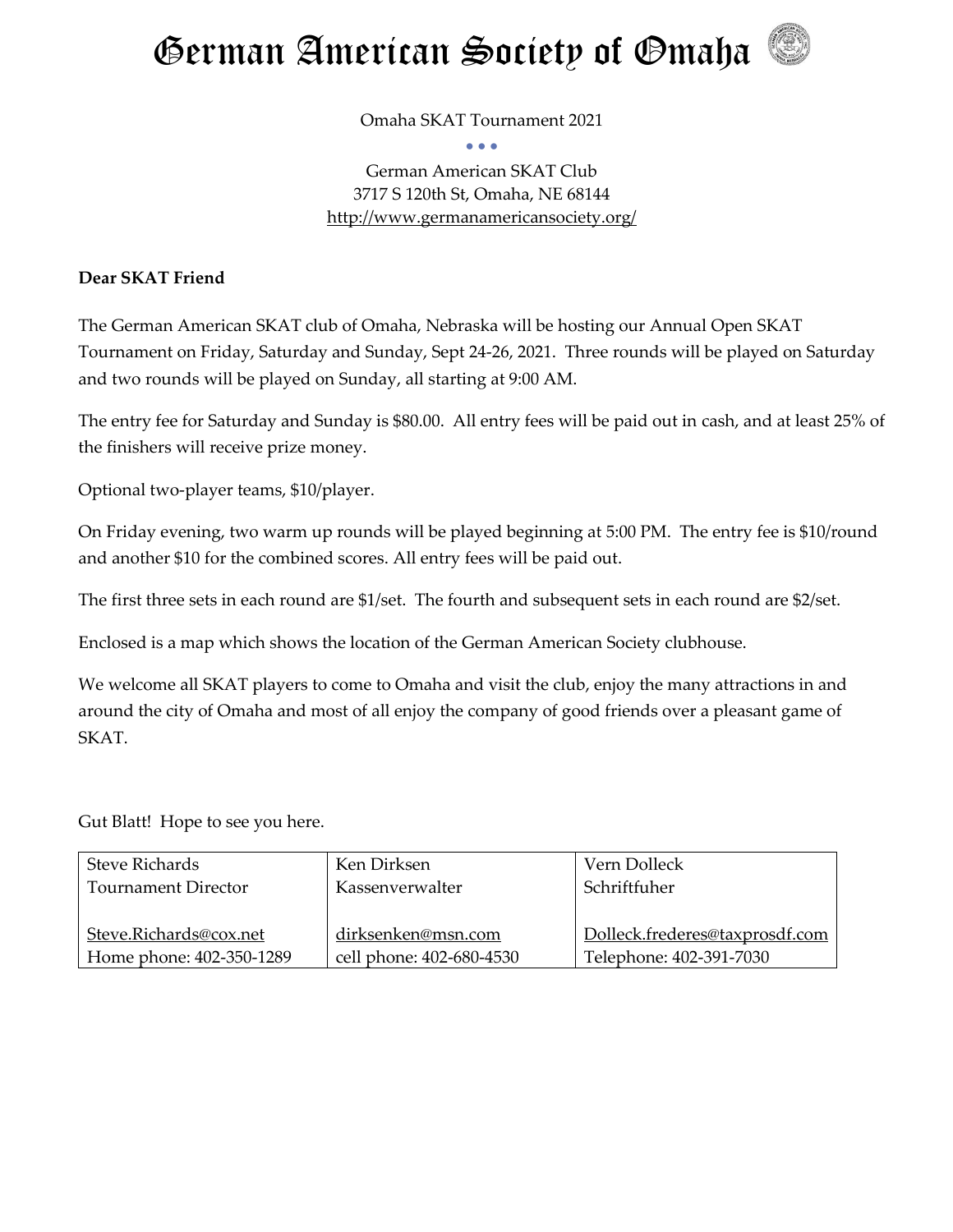# German American Society of Omaha

Omaha SKAT Tournament 2021

• • •

German American SKAT Club
3717 S 120th St, Omaha, NE 68144
http://www.germanamericansociety.org/

**Dear SKAT Friend**

The German American SKAT club of Omaha, Nebraska will be hosting our Annual Open SKAT Tournament on Friday, Saturday and Sunday, Sept 24-26, 2021. Three rounds will be played on Saturday and two rounds will be played on Sunday, all starting at 9:00 AM.

The entry fee for Saturday and Sunday is $80.00. All entry fees will be paid out in cash, and at least 25% of the finishers will receive prize money.

Optional two-player teams, $10/player.

On Friday evening, two warm up rounds will be played beginning at 5:00 PM. The entry fee is $10/round and another $10 for the combined scores. All entry fees will be paid out.

The first three sets in each round are $1/set. The fourth and subsequent sets in each round are $2/set.

Enclosed is a map which shows the location of the German American Society clubhouse.

We welcome all SKAT players to come to Omaha and visit the club, enjoy the many attractions in and around the city of Omaha and most of all enjoy the company of good friends over a pleasant game of SKAT.

Gut Blatt! Hope to see you here.

| Steve Richards<br>Tournament Director<br><br>Steve.Richards@cox.net<br>Home phone: 402-350-1289 | Ken Dirksen<br>Kassenverwalter<br><br>dirksenken@msn.com<br>cell phone: 402-680-4530 | Vern Dolleck<br>Schriftfuher<br><br>Dolleck.frederes@taxprosdf.com<br>Telephone: 402-391-7030 |
|---|---|---|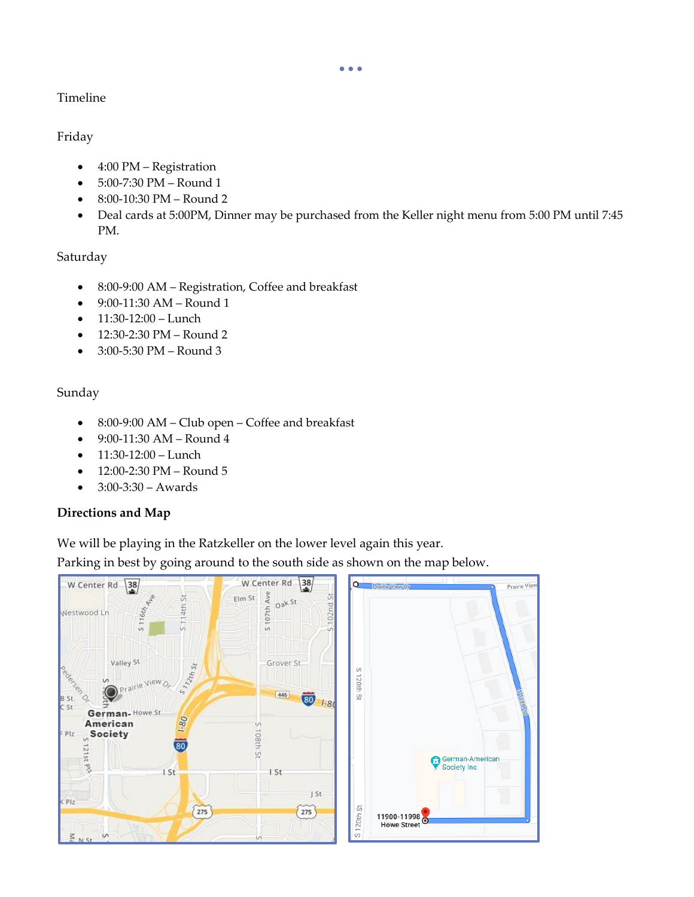Timeline

Friday

- 4:00 PM – Registration
- 5:00-7:30 PM – Round 1
- 8:00-10:30 PM – Round 2
- Deal cards at 5:00PM, Dinner may be purchased from the Keller night menu from 5:00 PM until 7:45 PM.

Saturday

- 8:00-9:00 AM – Registration, Coffee and breakfast
- 9:00-11:30 AM – Round 1
- 11:30-12:00 – Lunch
- 12:30-2:30 PM – Round 2
- 3:00-5:30 PM – Round 3

Sunday

- 8:00-9:00 AM – Club open – Coffee and breakfast
- 9:00-11:30 AM – Round 4
- 11:30-12:00 – Lunch
- 12:00-2:30 PM – Round 5
- 3:00-3:30 – Awards

**Directions and Map**

We will be playing in the Ratzkeller on the lower level again this year.
Parking in best by going around to the south side as shown on the map below.